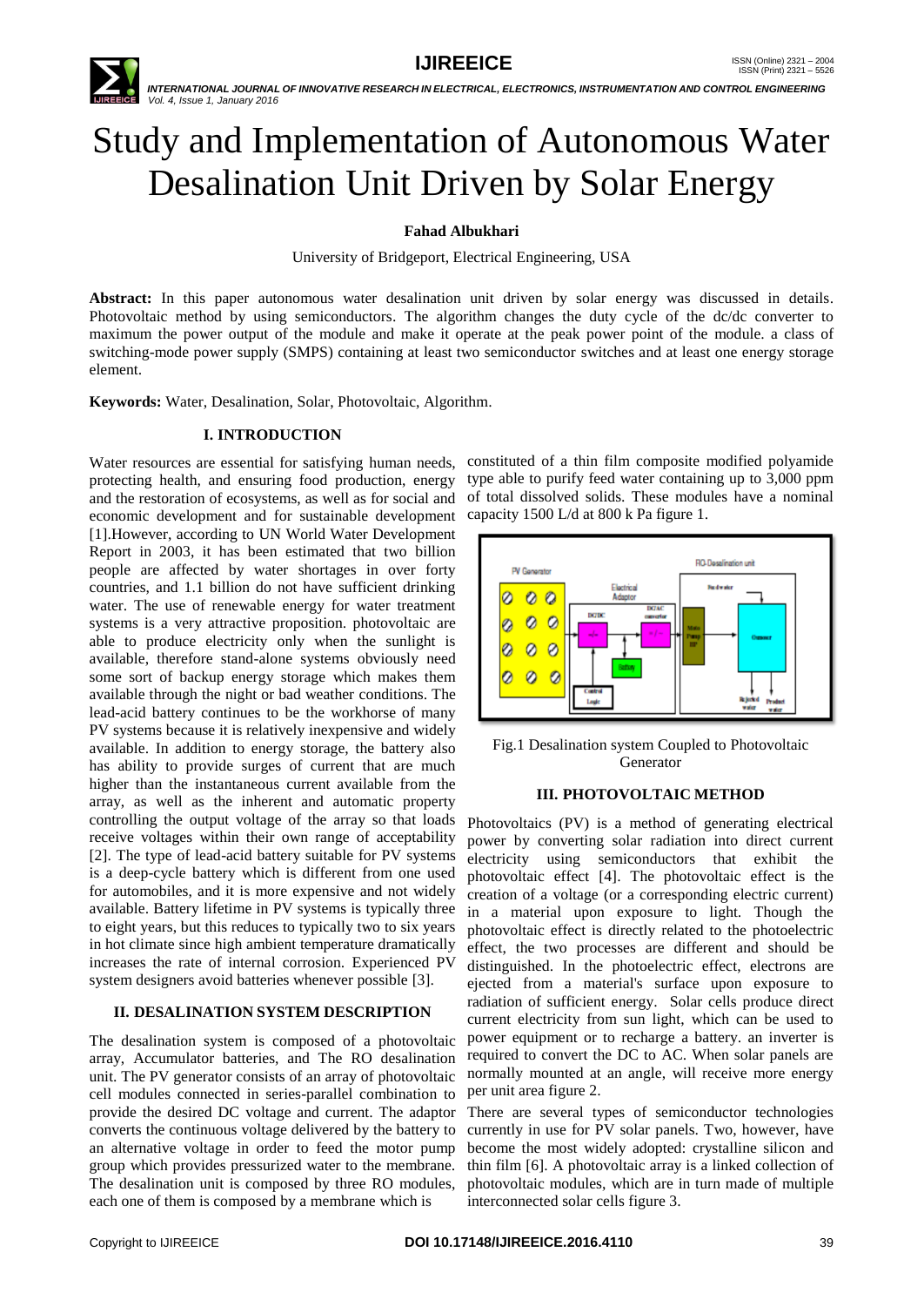# Study and Implementation of Autonomous Water Desalination Unit Driven by Solar Energy

**Fahad Albukhari**

University of Bridgeport, Electrical Engineering, USA

**Abstract:** In this paper autonomous water desalination unit driven by solar energy was discussed in details. Photovoltaic method by using semiconductors. The algorithm changes the duty cycle of the dc/dc converter to maximum the power output of the module and make it operate at the peak power point of the module. a class of switching-mode power supply (SMPS) containing at least two semiconductor switches and at least one energy storage element.

**Keywords:** Water, Desalination, Solar, Photovoltaic, Algorithm.

## I. INTRODUCTION

Water resources are essential for satisfying human needs, protecting health, and ensuring food production, energy and the restoration of ecosystems, as well as for social and economic development and for sustainable development [1].However, according to UN World Water Development Report in 2003, it has been estimated that two billion people are affected by water shortages in over forty countries, and 1.1 billion do not have sufficient drinking water. The use of renewable energy for water treatment systems is a very attractive proposition. photovoltaic are able to produce electricity only when the sunlight is available, therefore stand-alone systems obviously need some sort of backup energy storage which makes them available through the night or bad weather conditions. The lead-acid battery continues to be the workhorse of many PV systems because it is relatively inexpensive and widely available. In addition to energy storage, the battery also has ability to provide surges of current that are much higher than the instantaneous current available from the array, as well as the inherent and automatic property controlling the output voltage of the array so that loads receive voltages within their own range of acceptability [2]. The type of lead-acid battery suitable for PV systems is a deep-cycle battery which is different from one used for automobiles, and it is more expensive and not widely available. Battery lifetime in PV systems is typically three to eight years, but this reduces to typically two to six years in hot climate since high ambient temperature dramatically increases the rate of internal corrosion. Experienced PV system designers avoid batteries whenever possible [3].

## II. DESALINATION SYSTEM DESCRIPTION

The desalination system is composed of a photovoltaic array, Accumulator batteries, and The RO desalination unit. The PV generator consists of an array of photovoltaic cell modules connected in series-parallel combination to provide the desired DC voltage and current. The adaptor converts the continuous voltage delivered by the battery to an alternative voltage in order to feed the motor pump group which provides pressurized water to the membrane. The desalination unit is composed by three RO modules, each one of them is composed by a membrane which is constituted of a thin film composite modified polyamide type able to purify feed water containing up to 3,000 ppm of total dissolved solids. These modules have a nominal capacity 1500 L/d at 800 k Pa figure 1.

Fig.1 Desalination system Coupled to Photovoltaic Generator

## III. PHOTOVOLTAIC METHOD

Photovoltaics (PV) is a method of generating electrical power by converting solar radiation into direct current electricity using semiconductors that exhibit the photovoltaic effect [4]. The photovoltaic effect is the creation of a voltage (or a corresponding electric current) in a material upon exposure to light. Though the photovoltaic effect is directly related to the photoelectric effect, the two processes are different and should be distinguished. In the photoelectric effect, electrons are ejected from a material's surface upon exposure to radiation of sufficient energy. Solar cells produce direct current electricity from sun light, which can be used to power equipment or to recharge a battery. an inverter is required to convert the DC to AC. When solar panels are normally mounted at an angle, will receive more energy per unit area figure 2.

There are several types of semiconductor technologies currently in use for PV solar panels. Two, however, have become the most widely adopted: crystalline silicon and thin film [6]. A photovoltaic array is a linked collection of photovoltaic modules, which are in turn made of multiple interconnected solar cells figure 3.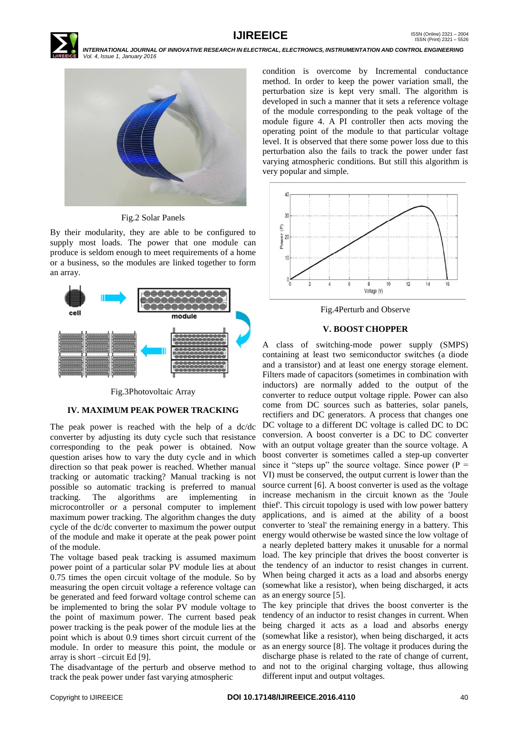Fig.2 Solar Panels

By their modularity, they are able to be configured to supply most loads. The power that one module can produce is seldom enough to meet requirements of a home or a business, so the modules are linked together to form an array.

Fig.3Photovoltaic Array

## IV. MAXIMUM PEAK POWER TRACKING

The peak power is reached with the help of a dc/dc converter by adjusting its duty cycle such that resistance corresponding to the peak power is obtained. Now question arises how to vary the duty cycle and in which direction so that peak power is reached. Whether manual tracking or automatic tracking? Manual tracking is not possible so automatic tracking is preferred to manual tracking. The algorithms are implementing in microcontroller or a personal computer to implement maximum power tracking. The algorithm changes the duty cycle of the dc/dc converter to maximum the power output of the module and make it operate at the peak power point of the module.

The voltage based peak tracking is assumed maximum power point of a particular solar PV module lies at about 0.75 times the open circuit voltage of the module. So by measuring the open circuit voltage a reference voltage can be generated and feed forward voltage control scheme can be implemented to bring the solar PV module voltage to the point of maximum power. The current based peak power tracking is the peak power of the module lies at the point which is about 0.9 times short circuit current of the module. In order to measure this point, the module or array is short –circuit Ed [9].

The disadvantage of the perturb and observe method to track the peak power under fast varying atmospheric condition is overcome by Incremental conductance method. In order to keep the power variation small, the perturbation size is kept very small. The algorithm is developed in such a manner that it sets a reference voltage of the module corresponding to the peak voltage of the module figure 4. A PI controller then acts moving the operating point of the module to that particular voltage level. It is observed that there some power loss due to this perturbation also the fails to track the power under fast varying atmospheric conditions. But still this algorithm is very popular and simple.

Fig.4Perturb and Observe

## V. BOOST CHOPPER

A class of switching-mode power supply (SMPS) containing at least two semiconductor switches (a diode and a transistor) and at least one energy storage element. Filters made of capacitors (sometimes in combination with inductors) are normally added to the output of the converter to reduce output voltage ripple. Power can also come from DC sources such as batteries, solar panels, rectifiers and DC generators. A process that changes one DC voltage to a different DC voltage is called DC to DC conversion. A boost converter is a DC to DC converter with an output voltage greater than the source voltage. A boost converter is sometimes called a step-up converter since it "steps up" the source voltage. Since power ($P = VI$) must be conserved, the output current is lower than the source current [6]. A boost converter is used as the voltage increase mechanism in the circuit known as the 'Joule thief'. This circuit topology is used with low power battery applications, and is aimed at the ability of a boost converter to 'steal' the remaining energy in a battery. This energy would otherwise be wasted since the low voltage of a nearly depleted battery makes it unusable for a normal load. The key principle that drives the boost converter is the tendency of an inductor to resist changes in current. When being charged it acts as a load and absorbs energy (somewhat like a resistor), when being discharged, it acts as an energy source [5].

The key principle that drives the boost converter is the tendency of an inductor to resist changes in current. When being charged it acts as a load and absorbs energy (somewhat like a resistor), when being discharged, it acts as an energy source [8]. The voltage it produces during the discharge phase is related to the rate of change of current, and not to the original charging voltage, thus allowing different input and output voltages.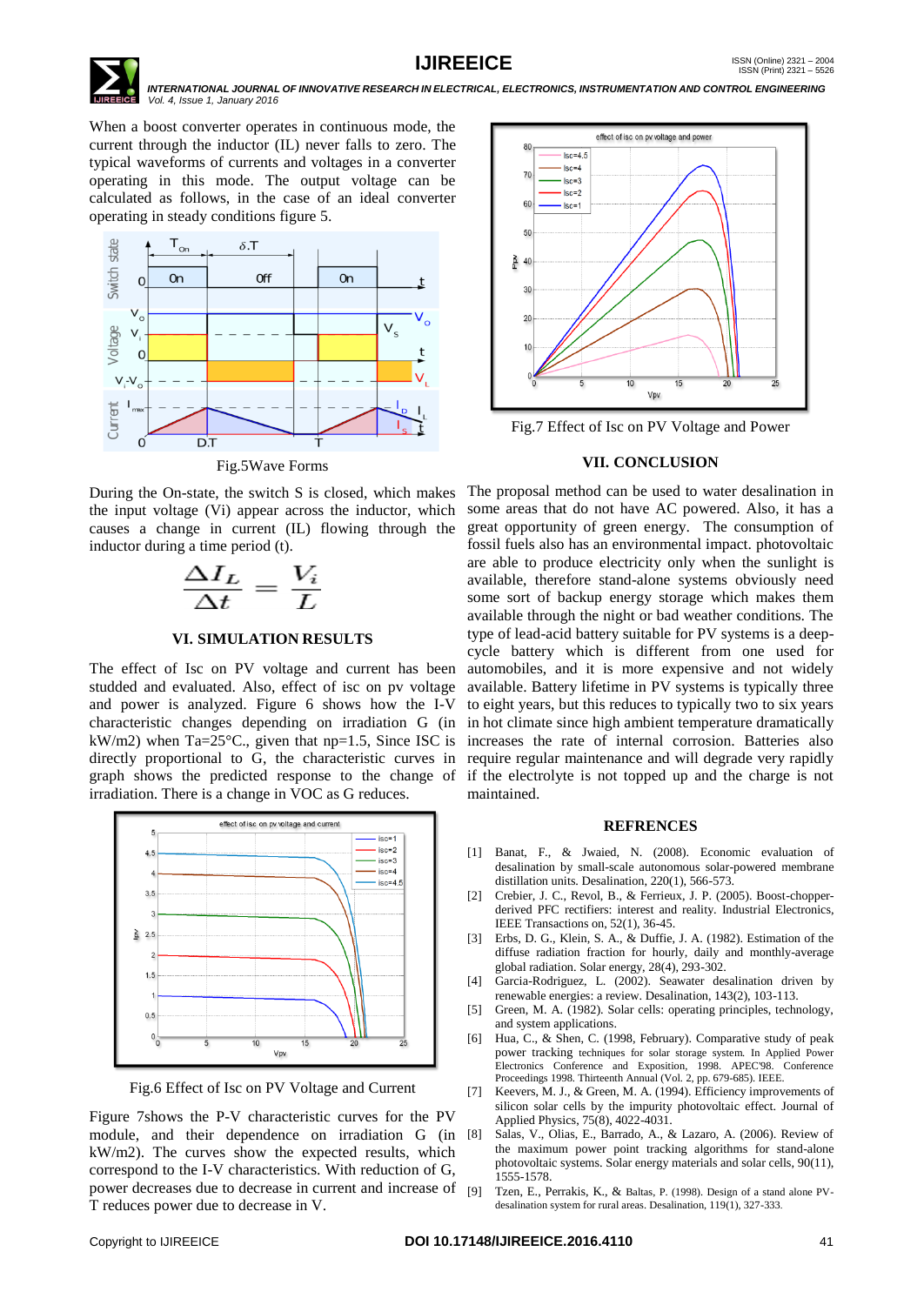When a boost converter operates in continuous mode, the current through the inductor (IL) never falls to zero. The typical waveforms of currents and voltages in a converter operating in this mode. The output voltage can be calculated as follows, in the case of an ideal converter operating in steady conditions figure 5.

Switch state
$T_{On}$
$\delta$.T
On
Off
On
0
t
Voltage
$V_o$
$V_i$
0
$V_i$-$V_o$
$V_s$
$V_o$
$V_L$
t
Current
$I_{max}$
$I_D$
$I_L$
$I_S$
0
D.T
T
t

Fig.5Wave Forms

During the On-state, the switch S is closed, which makes the input voltage (Vi) appear across the inductor, which causes a change in current (IL) flowing through the inductor during a time period (t).

$$\frac{\Delta I_L}{\Delta t} = \frac{V_i}{L}$$

## VI. SIMULATION RESULTS

The effect of Isc on PV voltage and current has been studded and evaluated. Also, effect of isc on pv voltage and power is analyzed. Figure 6 shows how the I-V characteristic changes depending on irradiation G (in kW/m2) when Ta=25°C., given that np=1.5, Since ISC is directly proportional to G, the characteristic curves in graph shows the predicted response to the change of irradiation. There is a change in VOC as G reduces.

effect of isc on pv voltage and current
Ipv
Vpv
isc=1
isc=2
isc=3
isc=4
isc=4.5
0
0.5
1
1.5
2
2.5
3
3.5
4
4.5
5
0
5
10
15
20
25

Fig.6 Effect of Isc on PV Voltage and Current

Figure 7shows the P-V characteristic curves for the PV module, and their dependence on irradiation G (in kW/m2). The curves show the expected results, which correspond to the I-V characteristics. With reduction of G, power decreases due to decrease in current and increase of T reduces power due to decrease in V.

effect of isc on pv voltage and power
Ppv
Vpv
Isc=4.5
Isc=4
Isc=3
Isc=2
Isc=1
0
10
20
30
40
50
60
70
80
0
5
10
15
20
25

Fig.7 Effect of Isc on PV Voltage and Power

## VII. CONCLUSION

The proposal method can be used to water desalination in some areas that do not have AC powered. Also, it has a great opportunity of green energy. The consumption of fossil fuels also has an environmental impact. photovoltaic are able to produce electricity only when the sunlight is available, therefore stand-alone systems obviously need some sort of backup energy storage which makes them available through the night or bad weather conditions. The type of lead-acid battery suitable for PV systems is a deep-cycle battery which is different from one used for automobiles, and it is more expensive and not widely available. Battery lifetime in PV systems is typically three to eight years, but this reduces to typically two to six years in hot climate since high ambient temperature dramatically increases the rate of internal corrosion. Batteries also require regular maintenance and will degrade very rapidly if the electrolyte is not topped up and the charge is not maintained.

## REFRENCES

[1] Banat, F., & Jwaied, N. (2008). Economic evaluation of desalination by small-scale autonomous solar-powered membrane distillation units. Desalination, 220(1), 566-573.

[2] Crebier, J. C., Revol, B., & Ferrieux, J. P. (2005). Boost-chopper-derived PFC rectifiers: interest and reality. Industrial Electronics, IEEE Transactions on, 52(1), 36-45.

[3] Erbs, D. G., Klein, S. A., & Duffie, J. A. (1982). Estimation of the diffuse radiation fraction for hourly, daily and monthly-average global radiation. Solar energy, 28(4), 293-302.

[4] Garcia-Rodriguez, L. (2002). Seawater desalination driven by renewable energies: a review. Desalination, 143(2), 103-113.

[5] Green, M. A. (1982). Solar cells: operating principles, technology, and system applications.

[6] Hua, C., & Shen, C. (1998, February). Comparative study of peak power tracking techniques for solar storage system. In Applied Power Electronics Conference and Exposition, 1998. APEC'98. Conference Proceedings 1998. Thirteenth Annual (Vol. 2, pp. 679-685). IEEE.

[7] Keevers, M. J., & Green, M. A. (1994). Efficiency improvements of silicon solar cells by the impurity photovoltaic effect. Journal of Applied Physics, 75(8), 4022-4031.

[8] Salas, V., Olias, E., Barrado, A., & Lazaro, A. (2006). Review of the maximum power point tracking algorithms for stand-alone photovoltaic systems. Solar energy materials and solar cells, 90(11), 1555-1578.

[9] Tzen, E., Perrakis, K., & Baltas, P. (1998). Design of a stand alone PV-desalination system for rural areas. Desalination, 119(1), 327-333.